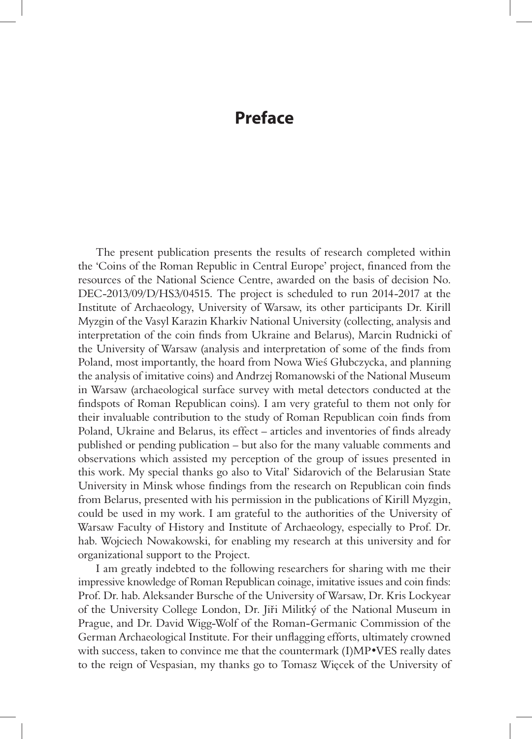# Preface

The present publication presents the results of research completed within the 'Coins of the Roman Republic in Central Europe' project, financed from the resources of the National Science Centre, awarded on the basis of decision No. DEC-2013/09/D/HS3/04515. The project is scheduled to run 2014-2017 at the Institute of Archaeology, University of Warsaw, its other participants Dr. Kirill Myzgin of the Vasyl Karazin Kharkiv National University (collecting, analysis and interpretation of the coin finds from Ukraine and Belarus), Marcin Rudnicki of the University of Warsaw (analysis and interpretation of some of the finds from Poland, most importantly, the hoard from Nowa Wieś Głubczycka, and planning the analysis of imitative coins) and Andrzej Romanowski of the National Museum in Warsaw (archaeological surface survey with metal detectors conducted at the findspots of Roman Republican coins). I am very grateful to them not only for their invaluable contribution to the study of Roman Republican coin finds from Poland, Ukraine and Belarus, its effect – articles and inventories of finds already published or pending publication – but also for the many valuable comments and observations which assisted my perception of the group of issues presented in this work. My special thanks go also to Vital' Sidarovich of the Belarusian State University in Minsk whose findings from the research on Republican coin finds from Belarus, presented with his permission in the publications of Kirill Myzgin, could be used in my work. I am grateful to the authorities of the University of Warsaw Faculty of History and Institute of Archaeology, especially to Prof. Dr. hab. Wojciech Nowakowski, for enabling my research at this university and for organizational support to the Project.

I am greatly indebted to the following researchers for sharing with me their impressive knowledge of Roman Republican coinage, imitative issues and coin finds: Prof. Dr. hab. Aleksander Bursche of the University of Warsaw, Dr. Kris Lockyear of the University College London, Dr. Jiři Militký of the National Museum in Prague, and Dr. David Wigg-Wolf of the Roman-Germanic Commission of the German Archaeological Institute. For their unflagging efforts, ultimately crowned with success, taken to convince me that the countermark (I)MP•VES really dates to the reign of Vespasian, my thanks go to Tomasz Więcek of the University of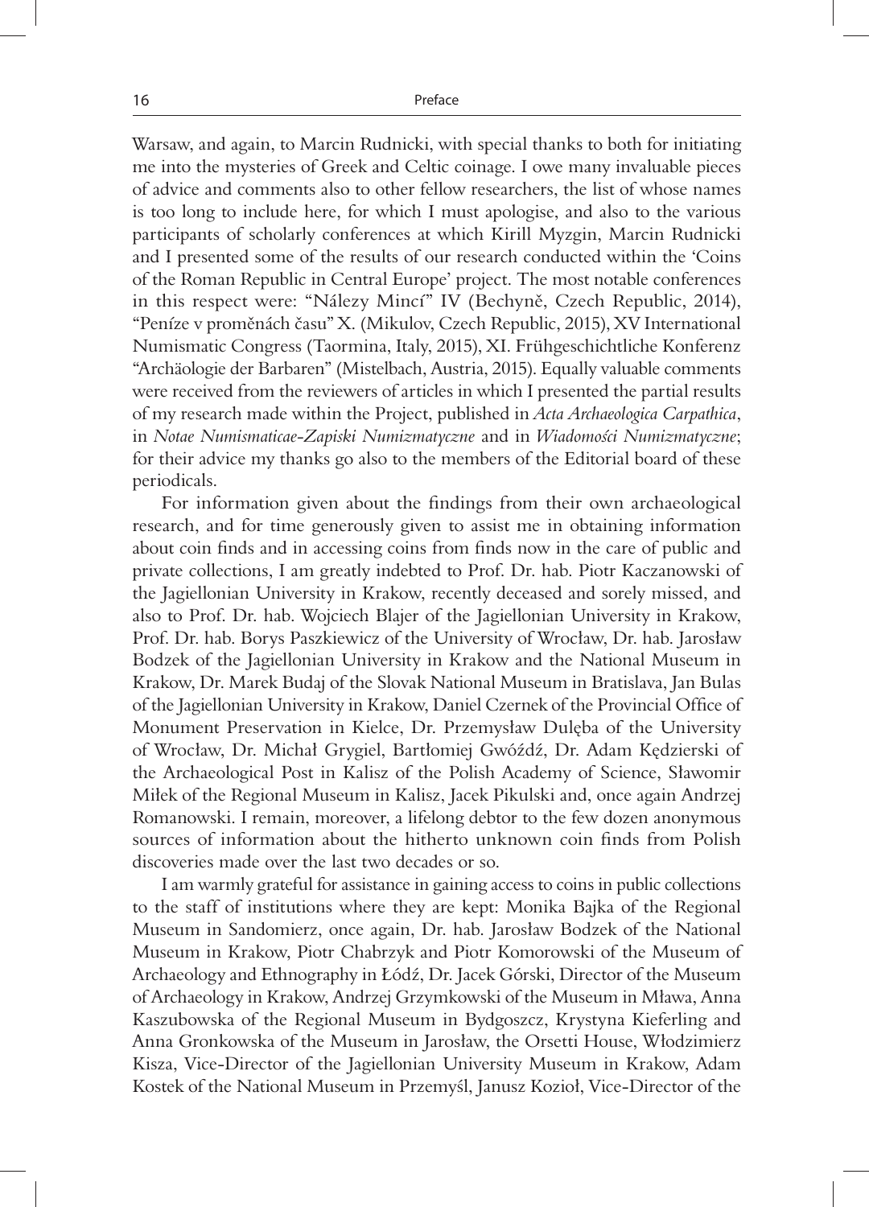Warsaw, and again, to Marcin Rudnicki, with special thanks to both for initiating me into the mysteries of Greek and Celtic coinage. I owe many invaluable pieces of advice and comments also to other fellow researchers, the list of whose names is too long to include here, for which I must apologise, and also to the various participants of scholarly conferences at which Kirill Myzgin, Marcin Rudnicki and I presented some of the results of our research conducted within the 'Coins of the Roman Republic in Central Europe' project. The most notable conferences in this respect were: "Nálezy Mincí" IV (Bechyně, Czech Republic, 2014), "Peníze v proměnách času" X. (Mikulov, Czech Republic, 2015), XV International Numismatic Congress (Taormina, Italy, 2015), XI. Frühgeschichtliche Konferenz "Archäologie der Barbaren" (Mistelbach, Austria, 2015). Equally valuable comments were received from the reviewers of articles in which I presented the partial results of my research made within the Project, published in *Acta Archaeologica Carpathica*, in *Notae Numismaticae-Zapiski Numizmatyczne* and in *Wiadomości Numizmatyczne*; for their advice my thanks go also to the members of the Editorial board of these periodicals.

For information given about the findings from their own archaeological research, and for time generously given to assist me in obtaining information about coin finds and in accessing coins from finds now in the care of public and private collections, I am greatly indebted to Prof. Dr. hab. Piotr Kaczanowski of the Jagiellonian University in Krakow, recently deceased and sorely missed, and also to Prof. Dr. hab. Wojciech Blajer of the Jagiellonian University in Krakow, Prof. Dr. hab. Borys Paszkiewicz of the University of Wrocław, Dr. hab. Jarosław Bodzek of the Jagiellonian University in Krakow and the National Museum in Krakow, Dr. Marek Budaj of the Slovak National Museum in Bratislava, Jan Bulas of the Jagiellonian University in Krakow, Daniel Czernek of the Provincial Office of Monument Preservation in Kielce, Dr. Przemysław Dulęba of the University of Wrocław, Dr. Michał Grygiel, Bartłomiej Gwóźdź, Dr. Adam Kędzierski of the Archaeological Post in Kalisz of the Polish Academy of Science, Sławomir Miłek of the Regional Museum in Kalisz, Jacek Pikulski and, once again Andrzej Romanowski. I remain, moreover, a lifelong debtor to the few dozen anonymous sources of information about the hitherto unknown coin finds from Polish discoveries made over the last two decades or so.

I am warmly grateful for assistance in gaining access to coins in public collections to the staff of institutions where they are kept: Monika Bajka of the Regional Museum in Sandomierz, once again, Dr. hab. Jarosław Bodzek of the National Museum in Krakow, Piotr Chabrzyk and Piotr Komorowski of the Museum of Archaeology and Ethnography in Łódź, Dr. Jacek Górski, Director of the Museum of Archaeology in Krakow, Andrzej Grzymkowski of the Museum in Mława, Anna Kaszubowska of the Regional Museum in Bydgoszcz, Krystyna Kieferling and Anna Gronkowska of the Museum in Jarosław, the Orsetti House, Włodzimierz Kisza, Vice-Director of the Jagiellonian University Museum in Krakow, Adam Kostek of the National Museum in Przemyśl, Janusz Kozioł, Vice-Director of the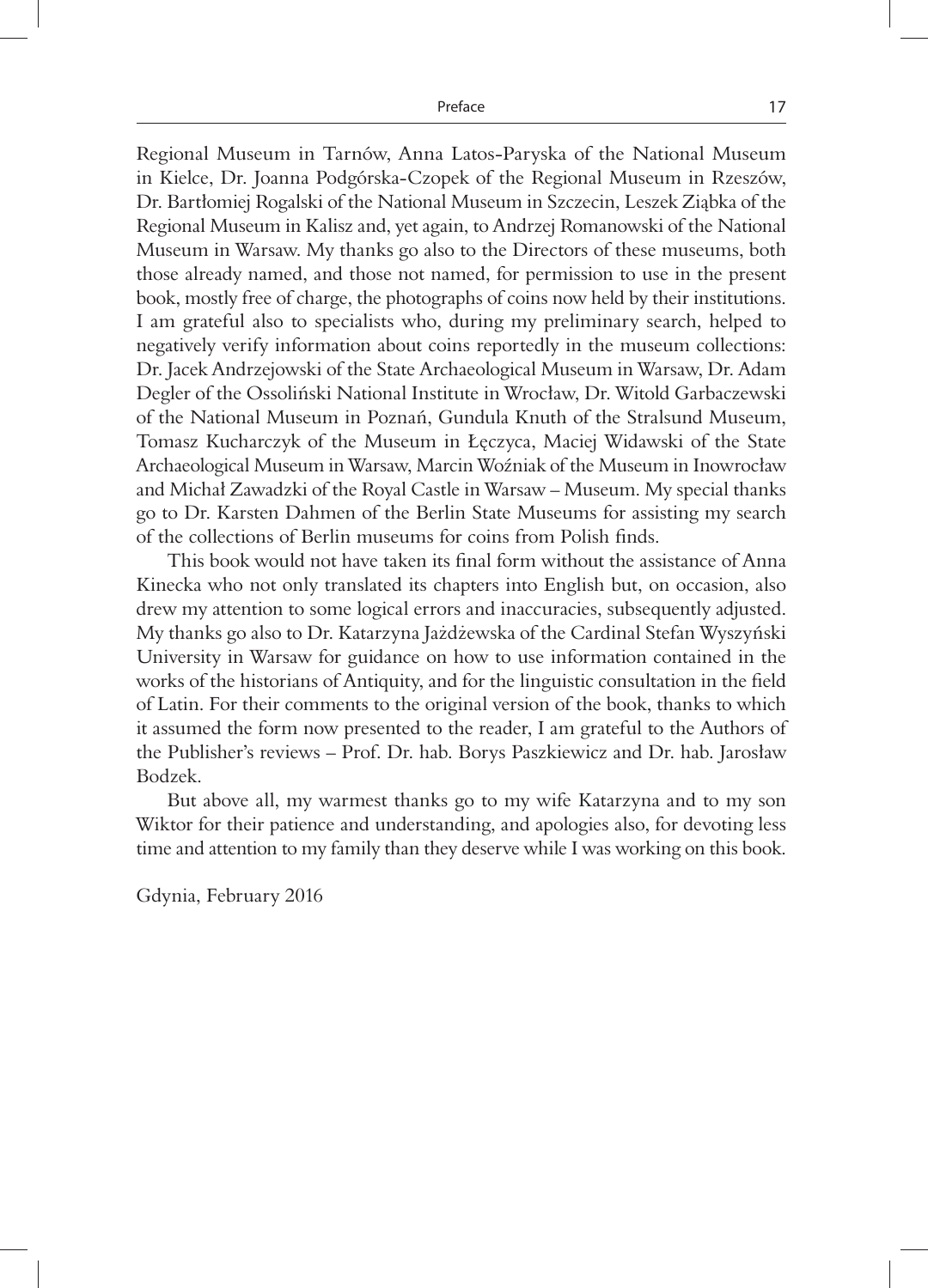Regional Museum in Tarnów, Anna Latos-Paryska of the National Museum in Kielce, Dr. Joanna Podgórska-Czopek of the Regional Museum in Rzeszów, Dr. Bartłomiej Rogalski of the National Museum in Szczecin, Leszek Ziąbka of the Regional Museum in Kalisz and, yet again, to Andrzej Romanowski of the National Museum in Warsaw. My thanks go also to the Directors of these museums, both those already named, and those not named, for permission to use in the present book, mostly free of charge, the photographs of coins now held by their institutions. I am grateful also to specialists who, during my preliminary search, helped to negatively verify information about coins reportedly in the museum collections: Dr. Jacek Andrzejowski of the State Archaeological Museum in Warsaw, Dr. Adam Degler of the Ossoliński National Institute in Wrocław, Dr. Witold Garbaczewski of the National Museum in Poznań, Gundula Knuth of the Stralsund Museum, Tomasz Kucharczyk of the Museum in Łęczyca, Maciej Widawski of the State Archaeological Museum in Warsaw, Marcin Woźniak of the Museum in Inowrocław and Michał Zawadzki of the Royal Castle in Warsaw – Museum. My special thanks go to Dr. Karsten Dahmen of the Berlin State Museums for assisting my search of the collections of Berlin museums for coins from Polish finds.

This book would not have taken its final form without the assistance of Anna Kinecka who not only translated its chapters into English but, on occasion, also drew my attention to some logical errors and inaccuracies, subsequently adjusted. My thanks go also to Dr. Katarzyna Jażdżewska of the Cardinal Stefan Wyszyński University in Warsaw for guidance on how to use information contained in the works of the historians of Antiquity, and for the linguistic consultation in the field of Latin. For their comments to the original version of the book, thanks to which it assumed the form now presented to the reader, I am grateful to the Authors of the Publisher's reviews – Prof. Dr. hab. Borys Paszkiewicz and Dr. hab. Jarosław Bodzek.

But above all, my warmest thanks go to my wife Katarzyna and to my son Wiktor for their patience and understanding, and apologies also, for devoting less time and attention to my family than they deserve while I was working on this book.

Gdynia, February 2016